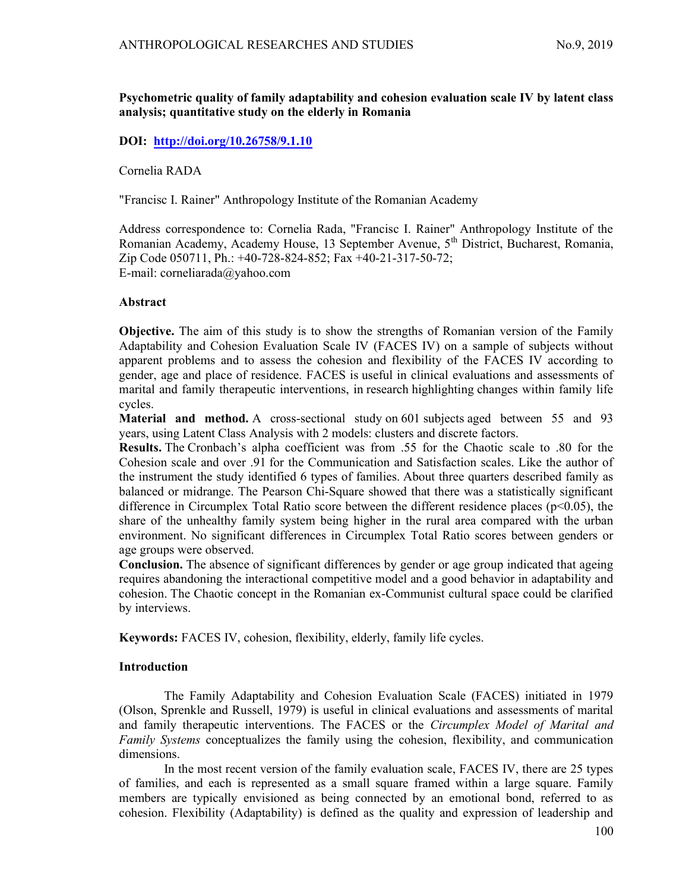**Psychometric quality of family adaptability and cohesion evaluation scale IV by latent class analysis; quantitative study on the elderly in Romania**

**DOI: [http://doi.org/10.26758/9.1.10](http://doi.org/10.26758/9.1.10)**

Cornelia RADA

"Francisc I. Rainer" Anthropology Institute of the Romanian Academy

Address correspondence to: Cornelia Rada, "Francisc I. Rainer" Anthropology Institute of the Romanian Academy, Academy House, 13 September Avenue, 5th District, Bucharest, Romania, Zip Code 050711, Ph.: +40-728-824-852; Fax +40-21-317-50-72;
E-mail: corneliarada@yahoo.com

## Abstract

**Objective.** The aim of this study is to show the strengths of Romanian version of the Family Adaptability and Cohesion Evaluation Scale IV (FACES IV) on a sample of subjects without apparent problems and to assess the cohesion and flexibility of the FACES IV according to gender, age and place of residence. FACES is useful in clinical evaluations and assessments of marital and family therapeutic interventions, in research highlighting changes within family life cycles.

**Material and method.** A cross-sectional study on 601 subjects aged between 55 and 93 years, using Latent Class Analysis with 2 models: clusters and discrete factors.

**Results.** The Cronbach's alpha coefficient was from .55 for the Chaotic scale to .80 for the Cohesion scale and over .91 for the Communication and Satisfaction scales. Like the author of the instrument the study identified 6 types of families. About three quarters described family as balanced or midrange. The Pearson Chi-Square showed that there was a statistically significant difference in Circumplex Total Ratio score between the different residence places ($p<0.05$), the share of the unhealthy family system being higher in the rural area compared with the urban environment. No significant differences in Circumplex Total Ratio scores between genders or age groups were observed.

**Conclusion.** The absence of significant differences by gender or age group indicated that ageing requires abandoning the interactional competitive model and a good behavior in adaptability and cohesion. The Chaotic concept in the Romanian ex-Communist cultural space could be clarified by interviews.

**Keywords:** FACES IV, cohesion, flexibility, elderly, family life cycles.

## Introduction

The Family Adaptability and Cohesion Evaluation Scale (FACES) initiated in 1979 (Olson, Sprenkle and Russell, 1979) is useful in clinical evaluations and assessments of marital and family therapeutic interventions. The FACES or the *Circumplex Model of Marital and Family Systems* conceptualizes the family using the cohesion, flexibility, and communication dimensions.

In the most recent version of the family evaluation scale, FACES IV, there are 25 types of families, and each is represented as a small square framed within a large square. Family members are typically envisioned as being connected by an emotional bond, referred to as cohesion. Flexibility (Adaptability) is defined as the quality and expression of leadership and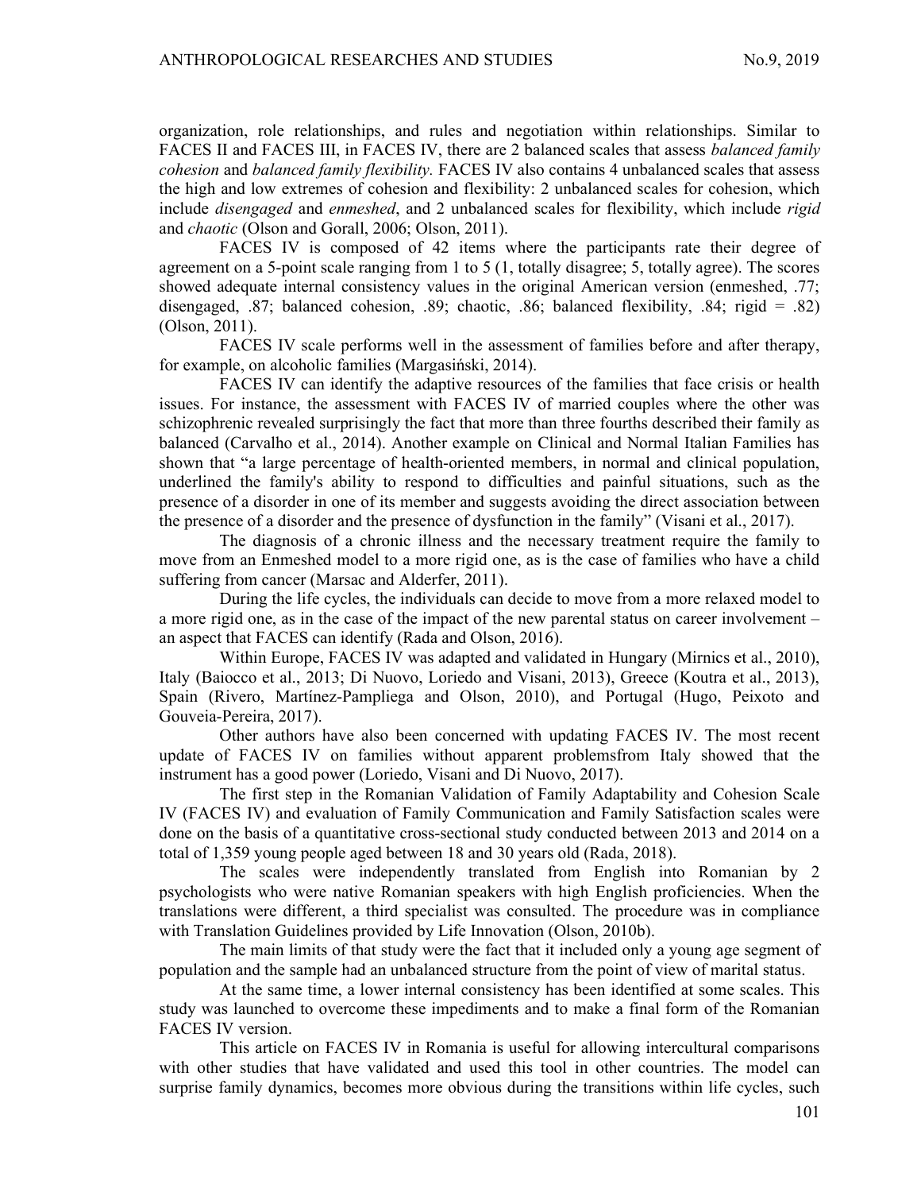organization, role relationships, and rules and negotiation within relationships. Similar to FACES II and FACES III, in FACES IV, there are 2 balanced scales that assess *balanced family cohesion* and *balanced family flexibility*. FACES IV also contains 4 unbalanced scales that assess the high and low extremes of cohesion and flexibility: 2 unbalanced scales for cohesion, which include *disengaged* and *enmeshed*, and 2 unbalanced scales for flexibility, which include *rigid* and *chaotic* (Olson and Gorall, 2006; Olson, 2011).

FACES IV is composed of 42 items where the participants rate their degree of agreement on a 5-point scale ranging from 1 to 5 (1, totally disagree; 5, totally agree). The scores showed adequate internal consistency values in the original American version (enmeshed, .77; disengaged, .87; balanced cohesion, .89; chaotic, .86; balanced flexibility, .84; rigid = .82) (Olson, 2011).

FACES IV scale performs well in the assessment of families before and after therapy, for example, on alcoholic families (Margasiński, 2014).

FACES IV can identify the adaptive resources of the families that face crisis or health issues. For instance, the assessment with FACES IV of married couples where the other was schizophrenic revealed surprisingly the fact that more than three fourths described their family as balanced (Carvalho et al., 2014). Another example on Clinical and Normal Italian Families has shown that "a large percentage of health-oriented members, in normal and clinical population, underlined the family's ability to respond to difficulties and painful situations, such as the presence of a disorder in one of its member and suggests avoiding the direct association between the presence of a disorder and the presence of dysfunction in the family" (Visani et al., 2017).

The diagnosis of a chronic illness and the necessary treatment require the family to move from an Enmeshed model to a more rigid one, as is the case of families who have a child suffering from cancer (Marsac and Alderfer, 2011).

During the life cycles, the individuals can decide to move from a more relaxed model to a more rigid one, as in the case of the impact of the new parental status on career involvement – an aspect that FACES can identify (Rada and Olson, 2016).

Within Europe, FACES IV was adapted and validated in Hungary (Mirnics et al., 2010), Italy (Baiocco et al., 2013; Di Nuovo, Loriedo and Visani, 2013), Greece (Koutra et al., 2013), Spain (Rivero, Martínez-Pampliega and Olson, 2010), and Portugal (Hugo, Peixoto and Gouveia-Pereira, 2017).

Other authors have also been concerned with updating FACES IV. The most recent update of FACES IV on families without apparent problemsfrom Italy showed that the instrument has a good power (Loriedo, Visani and Di Nuovo, 2017).

The first step in the Romanian Validation of Family Adaptability and Cohesion Scale IV (FACES IV) and evaluation of Family Communication and Family Satisfaction scales were done on the basis of a quantitative cross-sectional study conducted between 2013 and 2014 on a total of 1,359 young people aged between 18 and 30 years old (Rada, 2018).

The scales were independently translated from English into Romanian by 2 psychologists who were native Romanian speakers with high English proficiencies. When the translations were different, a third specialist was consulted. The procedure was in compliance with Translation Guidelines provided by Life Innovation (Olson, 2010b).

The main limits of that study were the fact that it included only a young age segment of population and the sample had an unbalanced structure from the point of view of marital status.

At the same time, a lower internal consistency has been identified at some scales. This study was launched to overcome these impediments and to make a final form of the Romanian FACES IV version.

This article on FACES IV in Romania is useful for allowing intercultural comparisons with other studies that have validated and used this tool in other countries. The model can surprise family dynamics, becomes more obvious during the transitions within life cycles, such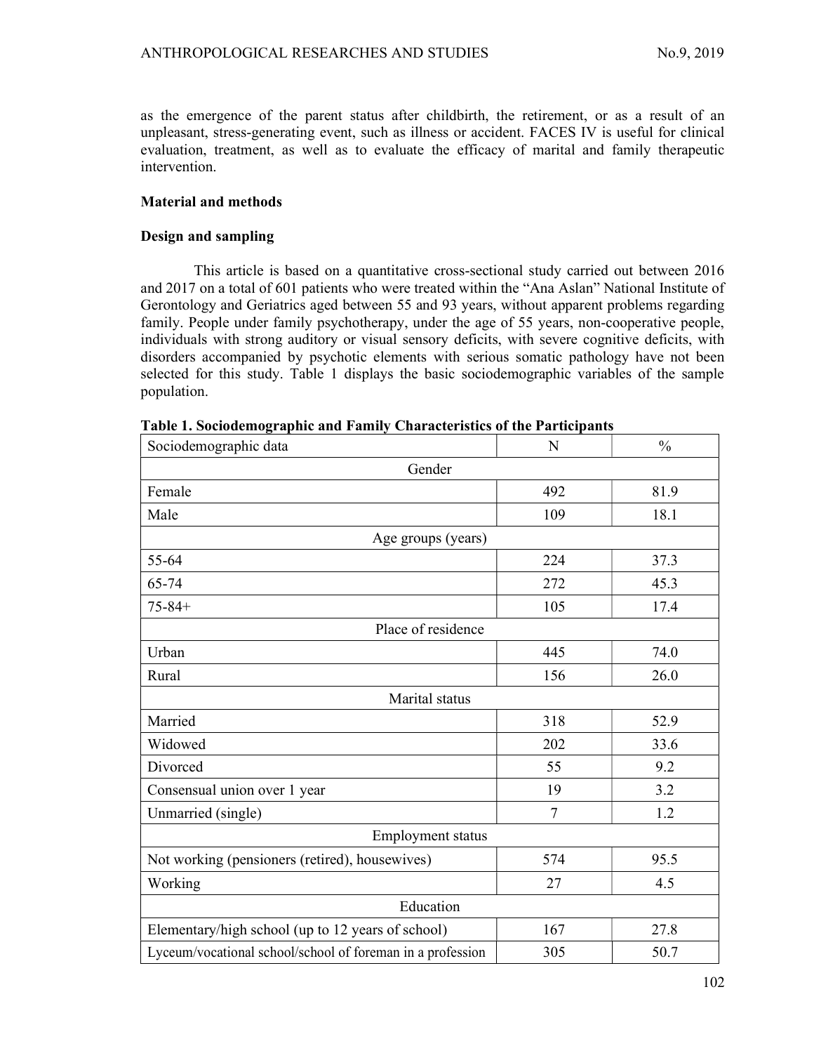as the emergence of the parent status after childbirth, the retirement, or as a result of an unpleasant, stress-generating event, such as illness or accident. FACES IV is useful for clinical evaluation, treatment, as well as to evaluate the efficacy of marital and family therapeutic intervention.

## Material and methods

### Design and sampling

This article is based on a quantitative cross-sectional study carried out between 2016 and 2017 on a total of 601 patients who were treated within the "Ana Aslan" National Institute of Gerontology and Geriatrics aged between 55 and 93 years, without apparent problems regarding family. People under family psychotherapy, under the age of 55 years, non-cooperative people, individuals with strong auditory or visual sensory deficits, with severe cognitive deficits, with disorders accompanied by psychotic elements with serious somatic pathology have not been selected for this study. Table 1 displays the basic sociodemographic variables of the sample population.

**Table 1. Sociodemographic and Family Characteristics of the Participants**

| Sociodemographic data | N | % |
|---|---|---|
| Gender | | |
| Female | 492 | 81.9 |
| Male | 109 | 18.1 |
| Age groups (years) | | |
| 55-64 | 224 | 37.3 |
| 65-74 | 272 | 45.3 |
| 75-84+ | 105 | 17.4 |
| Place of residence | | |
| Urban | 445 | 74.0 |
| Rural | 156 | 26.0 |
| Marital status | | |
| Married | 318 | 52.9 |
| Widowed | 202 | 33.6 |
| Divorced | 55 | 9.2 |
| Consensual union over 1 year | 19 | 3.2 |
| Unmarried (single) | 7 | 1.2 |
| Employment status | | |
| Not working (pensioners (retired), housewives) | 574 | 95.5 |
| Working | 27 | 4.5 |
| Education | | |
| Elementary/high school (up to 12 years of school) | 167 | 27.8 |
| Lyceum/vocational school/school of foreman in a profession | 305 | 50.7 |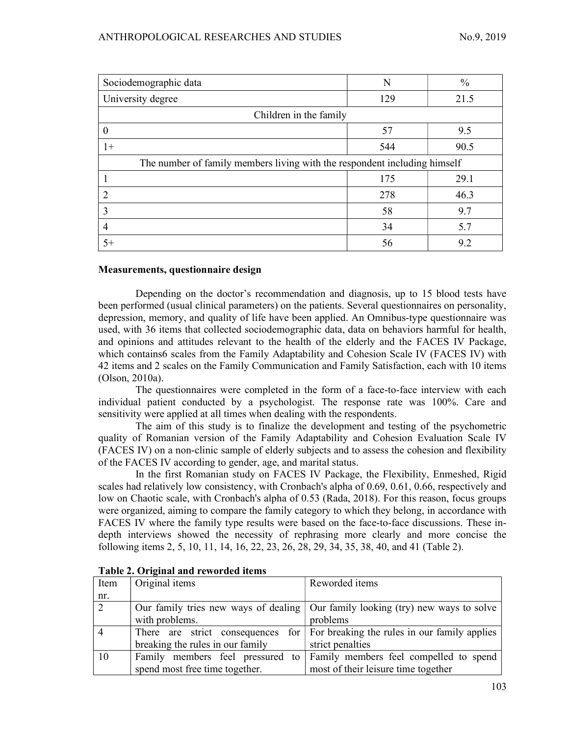| Sociodemographic data | N | % |
| --- | --- | --- |
| University degree | 129 | 21.5 |
| Children in the family | | |
| 0 | 57 | 9.5 |
| 1+ | 544 | 90.5 |
| The number of family members living with the respondent including himself | | |
| 1 | 175 | 29.1 |
| 2 | 278 | 46.3 |
| 3 | 58 | 9.7 |
| 4 | 34 | 5.7 |
| 5+ | 56 | 9.2 |

**Measurements, questionnaire design**

Depending on the doctor's recommendation and diagnosis, up to 15 blood tests have been performed (usual clinical parameters) on the patients. Several questionnaires on personality, depression, memory, and quality of life have been applied. An Omnibus-type questionnaire was used, with 36 items that collected sociodemographic data, data on behaviors harmful for health, and opinions and attitudes relevant to the health of the elderly and the FACES IV Package, which contains6 scales from the Family Adaptability and Cohesion Scale IV (FACES IV) with 42 items and 2 scales on the Family Communication and Family Satisfaction, each with 10 items (Olson, 2010a).

The questionnaires were completed in the form of a face-to-face interview with each individual patient conducted by a psychologist. The response rate was 100%. Care and sensitivity were applied at all times when dealing with the respondents.

The aim of this study is to finalize the development and testing of the psychometric quality of Romanian version of the Family Adaptability and Cohesion Evaluation Scale IV (FACES IV) on a non-clinic sample of elderly subjects and to assess the cohesion and flexibility of the FACES IV according to gender, age, and marital status.

In the first Romanian study on FACES IV Package, the Flexibility, Enmeshed, Rigid scales had relatively low consistency, with Cronbach's alpha of 0.69, 0.61, 0.66, respectively and low on Chaotic scale, with Cronbach's alpha of 0.53 (Rada, 2018). For this reason, focus groups were organized, aiming to compare the family category to which they belong, in accordance with FACES IV where the family type results were based on the face-to-face discussions. These in-depth interviews showed the necessity of rephrasing more clearly and more concise the following items 2, 5, 10, 11, 14, 16, 22, 23, 26, 28, 29, 34, 35, 38, 40, and 41 (Table 2).

**Table 2. Original and reworded items**

| Item nr. | Original items | Reworded items |
| --- | --- | --- |
| 2 | Our family tries new ways of dealing with problems. | Our family looking (try) new ways to solve problems |
| 4 | There are strict consequences for breaking the rules in our family | For breaking the rules in our family applies strict penalties |
| 10 | Family members feel pressured to spend most free time together. | Family members feel compelled to spend most of their leisure time together |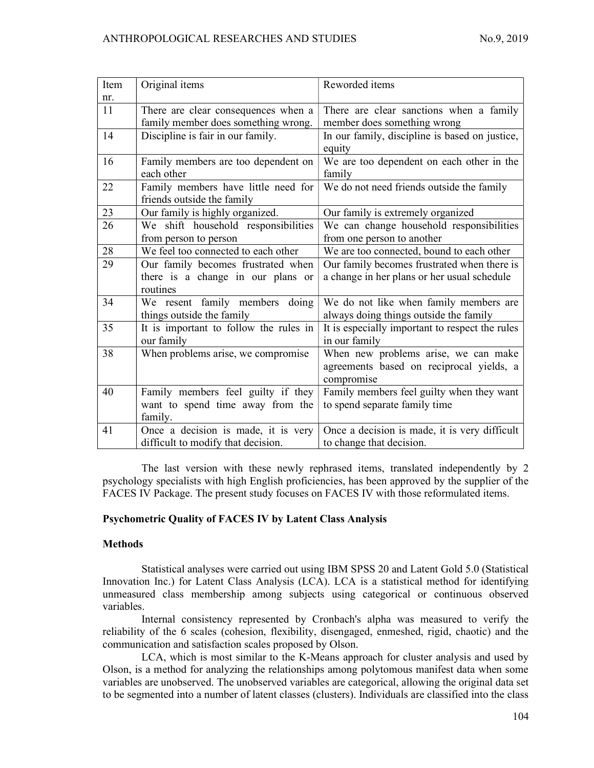| Item nr. | Original items | Reworded items |
|---|---|---|
| 11 | There are clear consequences when a family member does something wrong. | There are clear sanctions when a family member does something wrong |
| 14 | Discipline is fair in our family. | In our family, discipline is based on justice, equity |
| 16 | Family members are too dependent on each other | We are too dependent on each other in the family |
| 22 | Family members have little need for friends outside the family | We do not need friends outside the family |
| 23 | Our family is highly organized. | Our family is extremely organized |
| 26 | We shift household responsibilities from person to person | We can change household responsibilities from one person to another |
| 28 | We feel too connected to each other | We are too connected, bound to each other |
| 29 | Our family becomes frustrated when there is a change in our plans or routines | Our family becomes frustrated when there is a change in her plans or her usual schedule |
| 34 | We resent family members doing things outside the family | We do not like when family members are always doing things outside the family |
| 35 | It is important to follow the rules in our family | It is especially important to respect the rules in our family |
| 38 | When problems arise, we compromise | When new problems arise, we can make agreements based on reciprocal yields, a compromise |
| 40 | Family members feel guilty if they want to spend time away from the family. | Family members feel guilty when they want to spend separate family time |
| 41 | Once a decision is made, it is very difficult to modify that decision. | Once a decision is made, it is very difficult to change that decision. |

The last version with these newly rephrased items, translated independently by 2 psychology specialists with high English proficiencies, has been approved by the supplier of the FACES IV Package. The present study focuses on FACES IV with those reformulated items.

## Psychometric Quality of FACES IV by Latent Class Analysis

### Methods

Statistical analyses were carried out using IBM SPSS 20 and Latent Gold 5.0 (Statistical Innovation Inc.) for Latent Class Analysis (LCA). LCA is a statistical method for identifying unmeasured class membership among subjects using categorical or continuous observed variables.

Internal consistency represented by Cronbach's alpha was measured to verify the reliability of the 6 scales (cohesion, flexibility, disengaged, enmeshed, rigid, chaotic) and the communication and satisfaction scales proposed by Olson.

LCA, which is most similar to the K-Means approach for cluster analysis and used by Olson, is a method for analyzing the relationships among polytomous manifest data when some variables are unobserved. The unobserved variables are categorical, allowing the original data set to be segmented into a number of latent classes (clusters). Individuals are classified into the class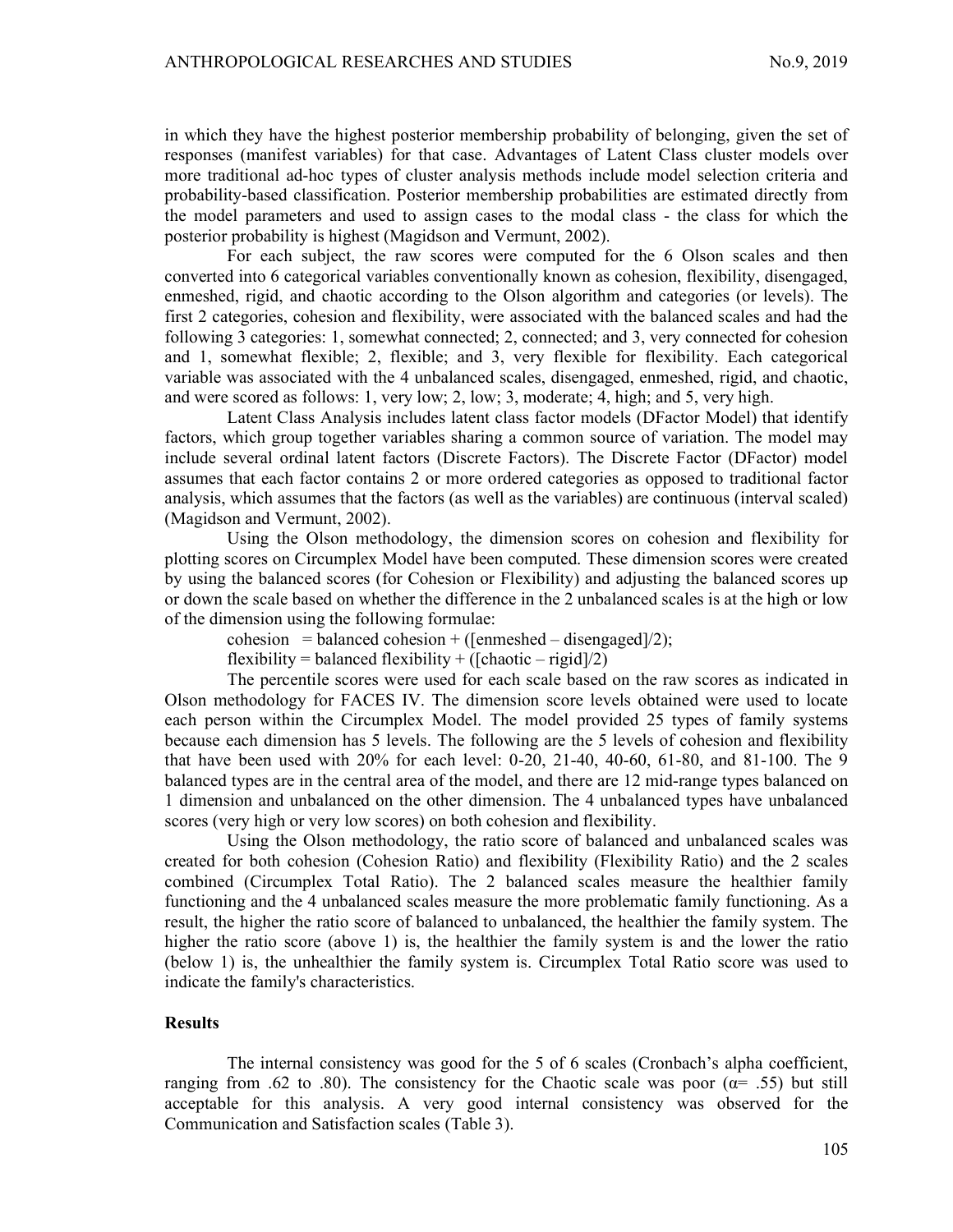in which they have the highest posterior membership probability of belonging, given the set of responses (manifest variables) for that case. Advantages of Latent Class cluster models over more traditional ad-hoc types of cluster analysis methods include model selection criteria and probability-based classification. Posterior membership probabilities are estimated directly from the model parameters and used to assign cases to the modal class - the class for which the posterior probability is highest (Magidson and Vermunt, 2002).

For each subject, the raw scores were computed for the 6 Olson scales and then converted into 6 categorical variables conventionally known as cohesion, flexibility, disengaged, enmeshed, rigid, and chaotic according to the Olson algorithm and categories (or levels). The first 2 categories, cohesion and flexibility, were associated with the balanced scales and had the following 3 categories: 1, somewhat connected; 2, connected; and 3, very connected for cohesion and 1, somewhat flexible; 2, flexible; and 3, very flexible for flexibility. Each categorical variable was associated with the 4 unbalanced scales, disengaged, enmeshed, rigid, and chaotic, and were scored as follows: 1, very low; 2, low; 3, moderate; 4, high; and 5, very high.

Latent Class Analysis includes latent class factor models (DFactor Model) that identify factors, which group together variables sharing a common source of variation. The model may include several ordinal latent factors (Discrete Factors). The Discrete Factor (DFactor) model assumes that each factor contains 2 or more ordered categories as opposed to traditional factor analysis, which assumes that the factors (as well as the variables) are continuous (interval scaled) (Magidson and Vermunt, 2002).

Using the Olson methodology, the dimension scores on cohesion and flexibility for plotting scores on Circumplex Model have been computed. These dimension scores were created by using the balanced scores (for Cohesion or Flexibility) and adjusting the balanced scores up or down the scale based on whether the difference in the 2 unbalanced scales is at the high or low of the dimension using the following formulae:

cohesion = balanced cohesion + ([enmeshed – disengaged]/2);

flexibility = balanced flexibility + ([chaotic – rigid]/2)

The percentile scores were used for each scale based on the raw scores as indicated in Olson methodology for FACES IV. The dimension score levels obtained were used to locate each person within the Circumplex Model. The model provided 25 types of family systems because each dimension has 5 levels. The following are the 5 levels of cohesion and flexibility that have been used with 20% for each level: 0-20, 21-40, 40-60, 61-80, and 81-100. The 9 balanced types are in the central area of the model, and there are 12 mid-range types balanced on 1 dimension and unbalanced on the other dimension. The 4 unbalanced types have unbalanced scores (very high or very low scores) on both cohesion and flexibility.

Using the Olson methodology, the ratio score of balanced and unbalanced scales was created for both cohesion (Cohesion Ratio) and flexibility (Flexibility Ratio) and the 2 scales combined (Circumplex Total Ratio). The 2 balanced scales measure the healthier family functioning and the 4 unbalanced scales measure the more problematic family functioning. As a result, the higher the ratio score of balanced to unbalanced, the healthier the family system. The higher the ratio score (above 1) is, the healthier the family system is and the lower the ratio (below 1) is, the unhealthier the family system is. Circumplex Total Ratio score was used to indicate the family's characteristics.

## Results

The internal consistency was good for the 5 of 6 scales (Cronbach's alpha coefficient, ranging from .62 to .80). The consistency for the Chaotic scale was poor ($\alpha$= .55) but still acceptable for this analysis. A very good internal consistency was observed for the Communication and Satisfaction scales (Table 3).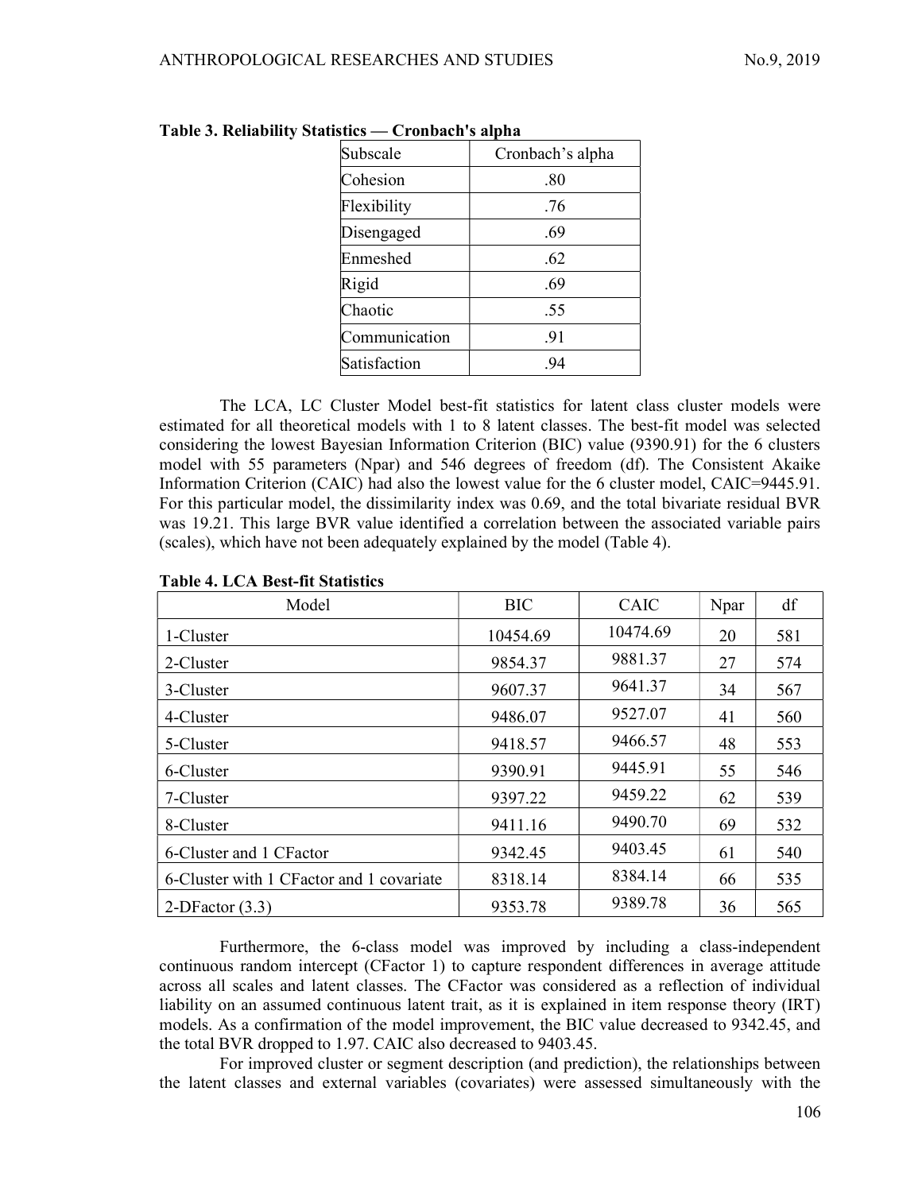**Table 3. Reliability Statistics — Cronbach's alpha**

| Subscale | Cronbach's alpha |
|---|---|
| Cohesion | .80 |
| Flexibility | .76 |
| Disengaged | .69 |
| Enmeshed | .62 |
| Rigid | .69 |
| Chaotic | .55 |
| Communication | .91 |
| Satisfaction | .94 |

The LCA, LC Cluster Model best-fit statistics for latent class cluster models were estimated for all theoretical models with 1 to 8 latent classes. The best-fit model was selected considering the lowest Bayesian Information Criterion (BIC) value (9390.91) for the 6 clusters model with 55 parameters (Npar) and 546 degrees of freedom (df). The Consistent Akaike Information Criterion (CAIC) had also the lowest value for the 6 cluster model, CAIC=9445.91. For this particular model, the dissimilarity index was 0.69, and the total bivariate residual BVR was 19.21. This large BVR value identified a correlation between the associated variable pairs (scales), which have not been adequately explained by the model (Table 4).

**Table 4. LCA Best-fit Statistics**

| Model | BIC | CAIC | Npar | df |
|---|---|---|---|---|
| 1-Cluster | 10454.69 | 10474.69 | 20 | 581 |
| 2-Cluster | 9854.37 | 9881.37 | 27 | 574 |
| 3-Cluster | 9607.37 | 9641.37 | 34 | 567 |
| 4-Cluster | 9486.07 | 9527.07 | 41 | 560 |
| 5-Cluster | 9418.57 | 9466.57 | 48 | 553 |
| 6-Cluster | 9390.91 | 9445.91 | 55 | 546 |
| 7-Cluster | 9397.22 | 9459.22 | 62 | 539 |
| 8-Cluster | 9411.16 | 9490.70 | 69 | 532 |
| 6-Cluster and 1 CFactor | 9342.45 | 9403.45 | 61 | 540 |
| 6-Cluster with 1 CFactor and 1 covariate | 8318.14 | 8384.14 | 66 | 535 |
| 2-DFactor (3.3) | 9353.78 | 9389.78 | 36 | 565 |

Furthermore, the 6-class model was improved by including a class-independent continuous random intercept (CFactor 1) to capture respondent differences in average attitude across all scales and latent classes. The CFactor was considered as a reflection of individual liability on an assumed continuous latent trait, as it is explained in item response theory (IRT) models. As a confirmation of the model improvement, the BIC value decreased to 9342.45, and the total BVR dropped to 1.97. CAIC also decreased to 9403.45.

For improved cluster or segment description (and prediction), the relationships between the latent classes and external variables (covariates) were assessed simultaneously with the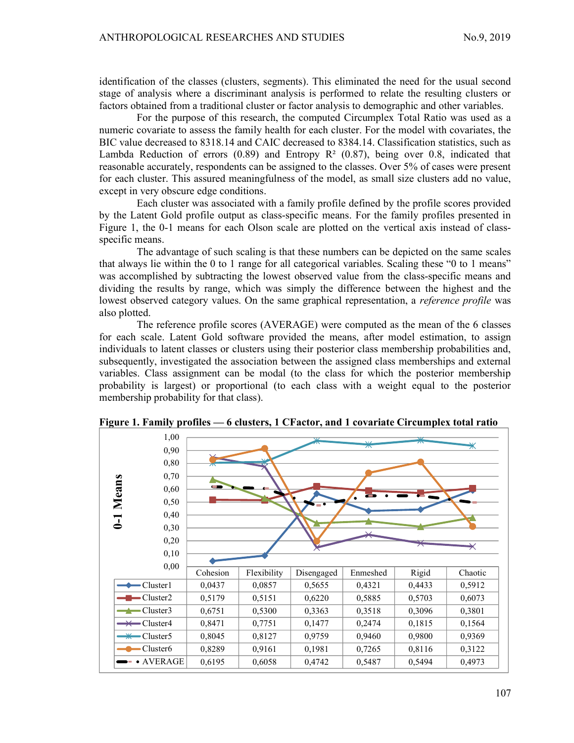identification of the classes (clusters, segments). This eliminated the need for the usual second stage of analysis where a discriminant analysis is performed to relate the resulting clusters or factors obtained from a traditional cluster or factor analysis to demographic and other variables.

For the purpose of this research, the computed Circumplex Total Ratio was used as a numeric covariate to assess the family health for each cluster. For the model with covariates, the BIC value decreased to 8318.14 and CAIC decreased to 8384.14. Classification statistics, such as Lambda Reduction of errors (0.89) and Entropy $R^2$ (0.87), being over 0.8, indicated that reasonable accurately, respondents can be assigned to the classes. Over 5% of cases were present for each cluster. This assured meaningfulness of the model, as small size clusters add no value, except in very obscure edge conditions.

Each cluster was associated with a family profile defined by the profile scores provided by the Latent Gold profile output as class-specific means. For the family profiles presented in Figure 1, the 0-1 means for each Olson scale are plotted on the vertical axis instead of class-specific means.

The advantage of such scaling is that these numbers can be depicted on the same scales that always lie within the 0 to 1 range for all categorical variables. Scaling these "0 to 1 means" was accomplished by subtracting the lowest observed value from the class-specific means and dividing the results by range, which was simply the difference between the highest and the lowest observed category values. On the same graphical representation, a *reference profile* was also plotted.

The reference profile scores (AVERAGE) were computed as the mean of the 6 classes for each scale. Latent Gold software provided the means, after model estimation, to assign individuals to latent classes or clusters using their posterior class membership probabilities and, subsequently, investigated the association between the assigned class memberships and external variables. Class assignment can be modal (to the class for which the posterior membership probability is largest) or proportional (to each class with a weight equal to the posterior membership probability for that class).

**Figure 1. Family profiles — 6 clusters, 1 CFactor, and 1 covariate Circumplex total ratio**

| | Cohesion | Flexibility | Disengaged | Enmeshed | Rigid | Chaotic |
|---|---|---|---|---|---|---|
| Cluster1 | 0,0437 | 0,0857 | 0,5655 | 0,4321 | 0,4433 | 0,5912 |
| Cluster2 | 0,5179 | 0,5151 | 0,6220 | 0,5885 | 0,5703 | 0,6073 |
| Cluster3 | 0,6751 | 0,5300 | 0,3363 | 0,3518 | 0,3096 | 0,3801 |
| Cluster4 | 0,8471 | 0,7751 | 0,1477 | 0,2474 | 0,1815 | 0,1564 |
| Cluster5 | 0,8045 | 0,8127 | 0,9759 | 0,9460 | 0,9800 | 0,9369 |
| Cluster6 | 0,8289 | 0,9161 | 0,1981 | 0,7265 | 0,8116 | 0,3122 |
| AVERAGE | 0,6195 | 0,6058 | 0,4742 | 0,5487 | 0,5494 | 0,4973 |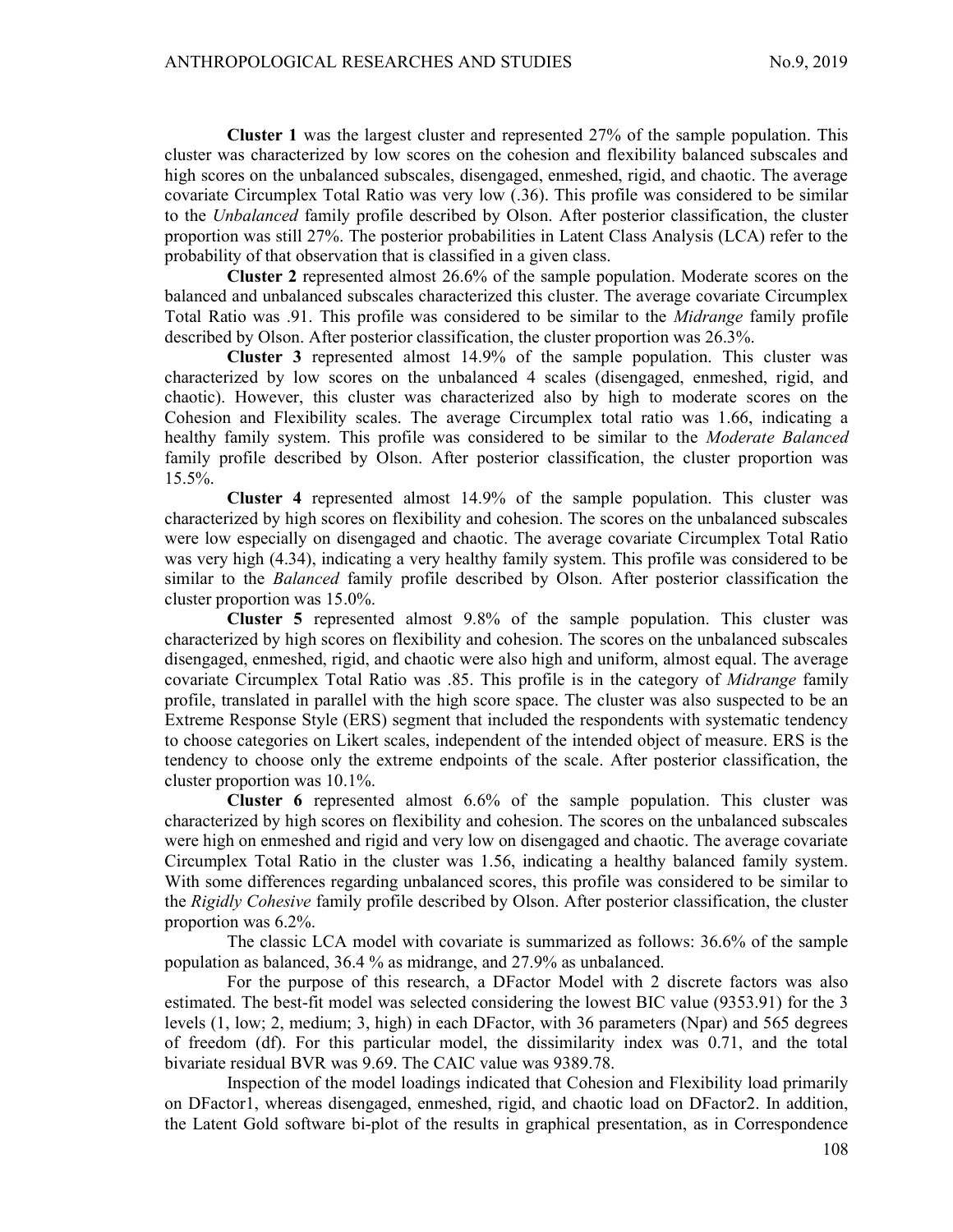**Cluster 1** was the largest cluster and represented 27% of the sample population. This cluster was characterized by low scores on the cohesion and flexibility balanced subscales and high scores on the unbalanced subscales, disengaged, enmeshed, rigid, and chaotic. The average covariate Circumplex Total Ratio was very low (.36). This profile was considered to be similar to the *Unbalanced* family profile described by Olson. After posterior classification, the cluster proportion was still 27%. The posterior probabilities in Latent Class Analysis (LCA) refer to the probability of that observation that is classified in a given class.

**Cluster 2** represented almost 26.6% of the sample population. Moderate scores on the balanced and unbalanced subscales characterized this cluster. The average covariate Circumplex Total Ratio was .91. This profile was considered to be similar to the *Midrange* family profile described by Olson. After posterior classification, the cluster proportion was 26.3%.

**Cluster 3** represented almost 14.9% of the sample population. This cluster was characterized by low scores on the unbalanced 4 scales (disengaged, enmeshed, rigid, and chaotic). However, this cluster was characterized also by high to moderate scores on the Cohesion and Flexibility scales. The average Circumplex total ratio was 1.66, indicating a healthy family system. This profile was considered to be similar to the *Moderate Balanced* family profile described by Olson. After posterior classification, the cluster proportion was 15.5%.

**Cluster 4** represented almost 14.9% of the sample population. This cluster was characterized by high scores on flexibility and cohesion. The scores on the unbalanced subscales were low especially on disengaged and chaotic. The average covariate Circumplex Total Ratio was very high (4.34), indicating a very healthy family system. This profile was considered to be similar to the *Balanced* family profile described by Olson. After posterior classification the cluster proportion was 15.0%.

**Cluster 5** represented almost 9.8% of the sample population. This cluster was characterized by high scores on flexibility and cohesion. The scores on the unbalanced subscales disengaged, enmeshed, rigid, and chaotic were also high and uniform, almost equal. The average covariate Circumplex Total Ratio was .85. This profile is in the category of *Midrange* family profile, translated in parallel with the high score space. The cluster was also suspected to be an Extreme Response Style (ERS) segment that included the respondents with systematic tendency to choose categories on Likert scales, independent of the intended object of measure. ERS is the tendency to choose only the extreme endpoints of the scale. After posterior classification, the cluster proportion was 10.1%.

**Cluster 6** represented almost 6.6% of the sample population. This cluster was characterized by high scores on flexibility and cohesion. The scores on the unbalanced subscales were high on enmeshed and rigid and very low on disengaged and chaotic. The average covariate Circumplex Total Ratio in the cluster was 1.56, indicating a healthy balanced family system. With some differences regarding unbalanced scores, this profile was considered to be similar to the *Rigidly Cohesive* family profile described by Olson. After posterior classification, the cluster proportion was 6.2%.

The classic LCA model with covariate is summarized as follows: 36.6% of the sample population as balanced, 36.4 % as midrange, and 27.9% as unbalanced.

For the purpose of this research, a DFactor Model with 2 discrete factors was also estimated. The best-fit model was selected considering the lowest BIC value (9353.91) for the 3 levels (1, low; 2, medium; 3, high) in each DFactor, with 36 parameters (Npar) and 565 degrees of freedom (df). For this particular model, the dissimilarity index was 0.71, and the total bivariate residual BVR was 9.69. The CAIC value was 9389.78.

Inspection of the model loadings indicated that Cohesion and Flexibility load primarily on DFactor1, whereas disengaged, enmeshed, rigid, and chaotic load on DFactor2. In addition, the Latent Gold software bi-plot of the results in graphical presentation, as in Correspondence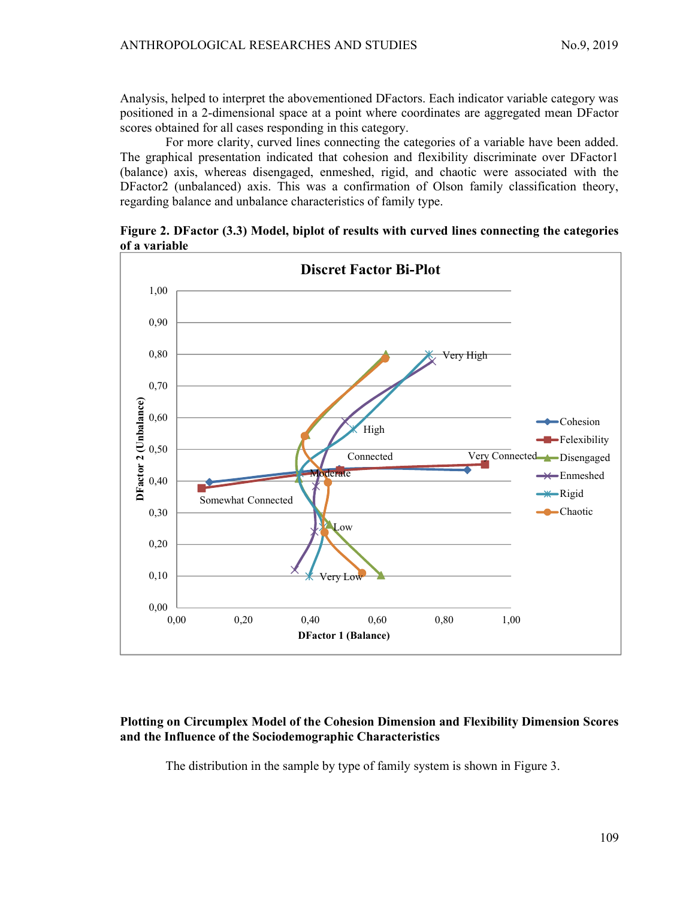Analysis, helped to interpret the abovementioned DFactors. Each indicator variable category was positioned in a 2-dimensional space at a point where coordinates are aggregated mean DFactor scores obtained for all cases responding in this category.

For more clarity, curved lines connecting the categories of a variable have been added. The graphical presentation indicated that cohesion and flexibility discriminate over DFactor1 (balance) axis, whereas disengaged, enmeshed, rigid, and chaotic were associated with the DFactor2 (unbalanced) axis. This was a confirmation of Olson family classification theory, regarding balance and unbalance characteristics of family type.

**Figure 2. DFactor (3.3) Model, biplot of results with curved lines connecting the categories of a variable**

## Plotting on Circumplex Model of the Cohesion Dimension and Flexibility Dimension Scores and the Influence of the Sociodemographic Characteristics

The distribution in the sample by type of family system is shown in Figure 3.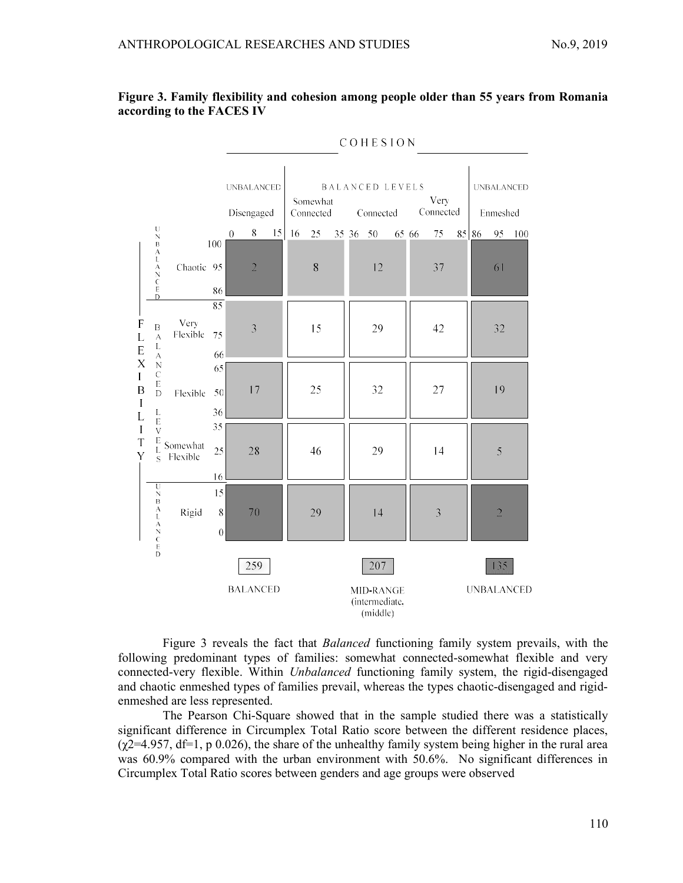**Figure 3. Family flexibility and cohesion among people older than 55 years from Romania according to the FACES IV**

| FLEXIBILITY \ COHESION | Disengaged (0–15) UNBALANCED | Somewhat Connected (16–35) BALANCED | Connected (36–65) BALANCED | Very Connected (66–85) BALANCED | Enmeshed (86–100) UNBALANCED |
|---|---|---|---|---|---|
| Chaotic (86–100) UNBALANCED | 2 | 8 | 12 | 37 | 61 |
| Very Flexible (66–85) BALANCED | 3 | 15 | 29 | 42 | 32 |
| Flexible (36–65) BALANCED | 17 | 25 | 32 | 27 | 19 |
| Somewhat Flexible (16–35) BALANCED | 28 | 46 | 29 | 14 | 5 |
| Rigid (0–15) UNBALANCED | 70 | 29 | 14 | 3 | 2 |

| BALANCED | MID-RANGE (intermediate. (middle) | UNBALANCED |
|---|---|---|
| 259 | 207 | 135 |

Figure 3 reveals the fact that *Balanced* functioning family system prevails, with the following predominant types of families: somewhat connected-somewhat flexible and very connected-very flexible. Within *Unbalanced* functioning family system, the rigid-disengaged and chaotic enmeshed types of families prevail, whereas the types chaotic-disengaged and rigid-enmeshed are less represented.

The Pearson Chi-Square showed that in the sample studied there was a statistically significant difference in Circumplex Total Ratio score between the different residence places, ($\chi^2$=4.957, df=1, p 0.026), the share of the unhealthy family system being higher in the rural area was 60.9% compared with the urban environment with 50.6%. No significant differences in Circumplex Total Ratio scores between genders and age groups were observed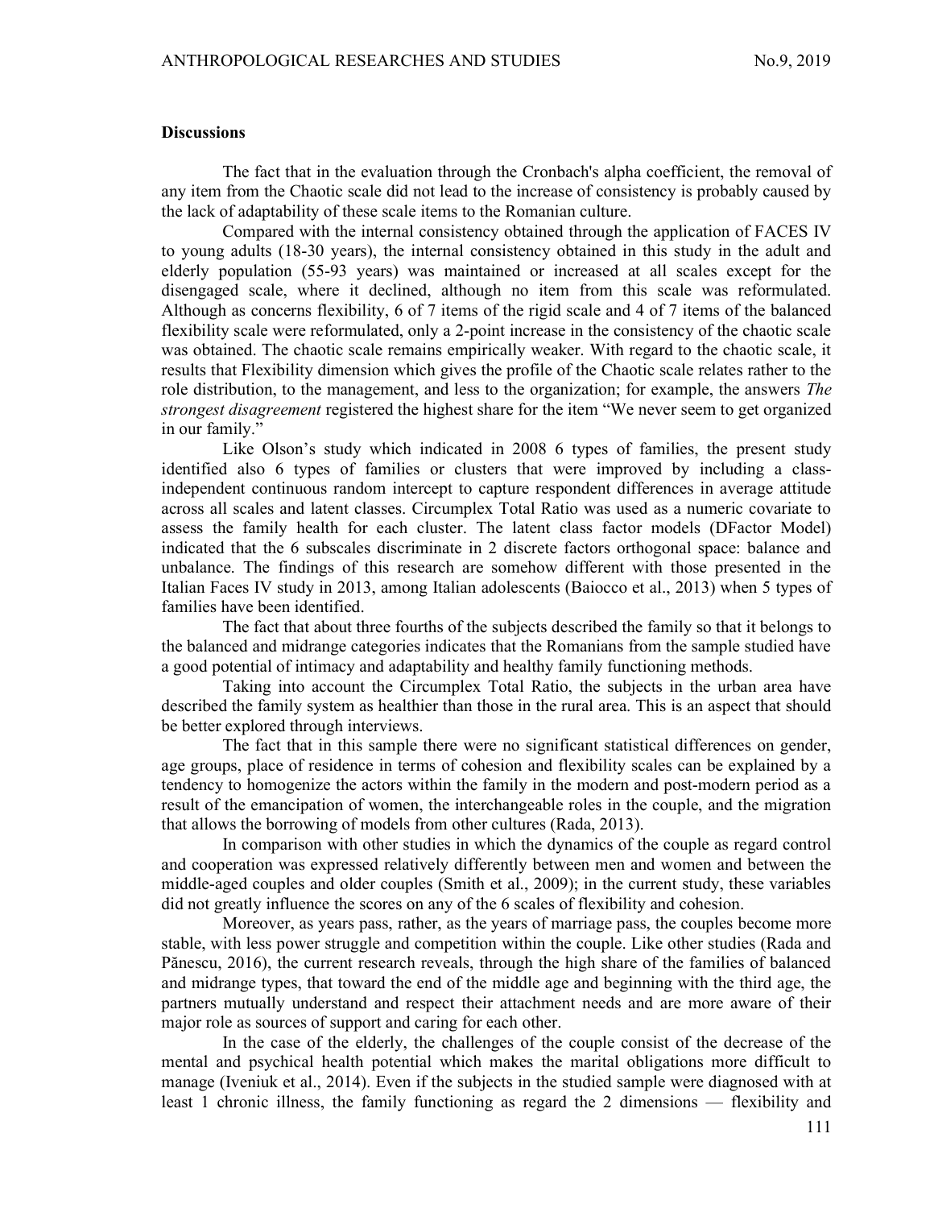### Discussions

The fact that in the evaluation through the Cronbach's alpha coefficient, the removal of any item from the Chaotic scale did not lead to the increase of consistency is probably caused by the lack of adaptability of these scale items to the Romanian culture.

Compared with the internal consistency obtained through the application of FACES IV to young adults (18-30 years), the internal consistency obtained in this study in the adult and elderly population (55-93 years) was maintained or increased at all scales except for the disengaged scale, where it declined, although no item from this scale was reformulated. Although as concerns flexibility, 6 of 7 items of the rigid scale and 4 of 7 items of the balanced flexibility scale were reformulated, only a 2-point increase in the consistency of the chaotic scale was obtained. The chaotic scale remains empirically weaker. With regard to the chaotic scale, it results that Flexibility dimension which gives the profile of the Chaotic scale relates rather to the role distribution, to the management, and less to the organization; for example, the answers *The strongest disagreement* registered the highest share for the item "We never seem to get organized in our family."

Like Olson's study which indicated in 2008 6 types of families, the present study identified also 6 types of families or clusters that were improved by including a class-independent continuous random intercept to capture respondent differences in average attitude across all scales and latent classes. Circumplex Total Ratio was used as a numeric covariate to assess the family health for each cluster. The latent class factor models (DFactor Model) indicated that the 6 subscales discriminate in 2 discrete factors orthogonal space: balance and unbalance. The findings of this research are somehow different with those presented in the Italian Faces IV study in 2013, among Italian adolescents (Baiocco et al., 2013) when 5 types of families have been identified.

The fact that about three fourths of the subjects described the family so that it belongs to the balanced and midrange categories indicates that the Romanians from the sample studied have a good potential of intimacy and adaptability and healthy family functioning methods.

Taking into account the Circumplex Total Ratio, the subjects in the urban area have described the family system as healthier than those in the rural area. This is an aspect that should be better explored through interviews.

The fact that in this sample there were no significant statistical differences on gender, age groups, place of residence in terms of cohesion and flexibility scales can be explained by a tendency to homogenize the actors within the family in the modern and post-modern period as a result of the emancipation of women, the interchangeable roles in the couple, and the migration that allows the borrowing of models from other cultures (Rada, 2013).

In comparison with other studies in which the dynamics of the couple as regard control and cooperation was expressed relatively differently between men and women and between the middle-aged couples and older couples (Smith et al., 2009); in the current study, these variables did not greatly influence the scores on any of the 6 scales of flexibility and cohesion.

Moreover, as years pass, rather, as the years of marriage pass, the couples become more stable, with less power struggle and competition within the couple. Like other studies (Rada and Pănescu, 2016), the current research reveals, through the high share of the families of balanced and midrange types, that toward the end of the middle age and beginning with the third age, the partners mutually understand and respect their attachment needs and are more aware of their major role as sources of support and caring for each other.

In the case of the elderly, the challenges of the couple consist of the decrease of the mental and psychical health potential which makes the marital obligations more difficult to manage (Iveniuk et al., 2014). Even if the subjects in the studied sample were diagnosed with at least 1 chronic illness, the family functioning as regard the 2 dimensions — flexibility and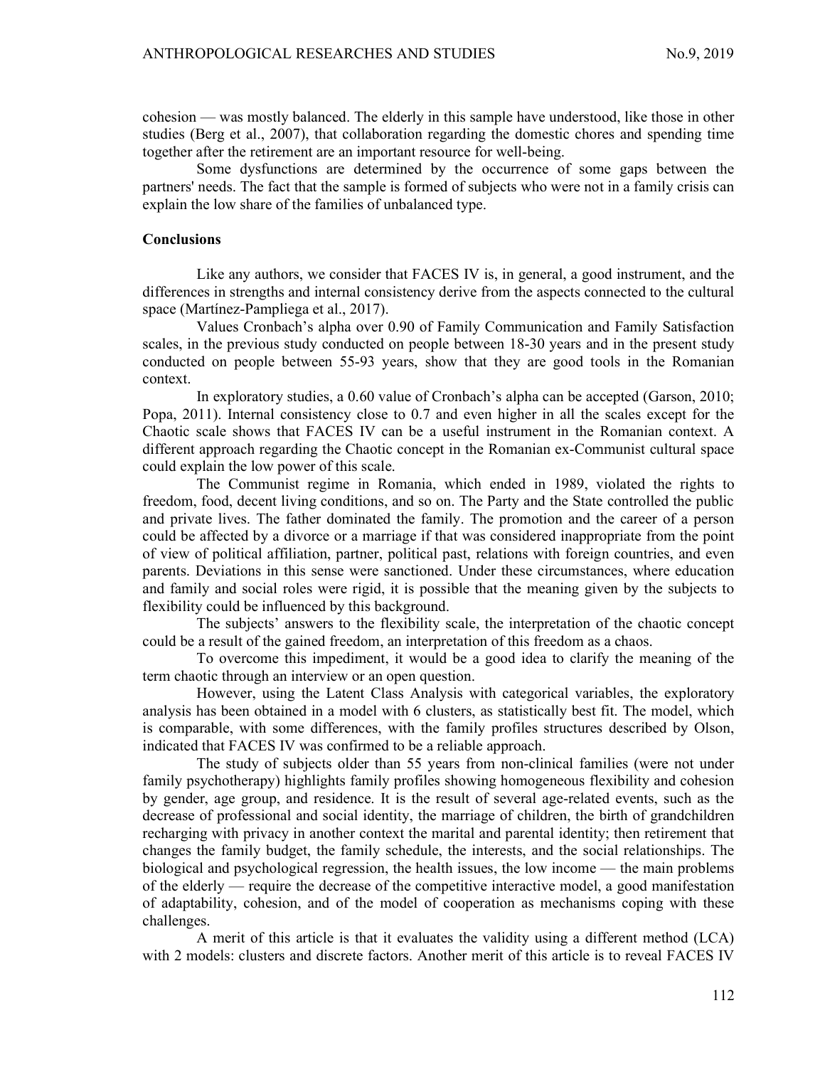cohesion — was mostly balanced. The elderly in this sample have understood, like those in other studies (Berg et al., 2007), that collaboration regarding the domestic chores and spending time together after the retirement are an important resource for well-being.

Some dysfunctions are determined by the occurrence of some gaps between the partners' needs. The fact that the sample is formed of subjects who were not in a family crisis can explain the low share of the families of unbalanced type.

## Conclusions

Like any authors, we consider that FACES IV is, in general, a good instrument, and the differences in strengths and internal consistency derive from the aspects connected to the cultural space (Martínez-Pampliega et al., 2017).

Values Cronbach's alpha over 0.90 of Family Communication and Family Satisfaction scales, in the previous study conducted on people between 18-30 years and in the present study conducted on people between 55-93 years, show that they are good tools in the Romanian context.

In exploratory studies, a 0.60 value of Cronbach's alpha can be accepted (Garson, 2010; Popa, 2011). Internal consistency close to 0.7 and even higher in all the scales except for the Chaotic scale shows that FACES IV can be a useful instrument in the Romanian context. A different approach regarding the Chaotic concept in the Romanian ex-Communist cultural space could explain the low power of this scale.

The Communist regime in Romania, which ended in 1989, violated the rights to freedom, food, decent living conditions, and so on. The Party and the State controlled the public and private lives. The father dominated the family. The promotion and the career of a person could be affected by a divorce or a marriage if that was considered inappropriate from the point of view of political affiliation, partner, political past, relations with foreign countries, and even parents. Deviations in this sense were sanctioned. Under these circumstances, where education and family and social roles were rigid, it is possible that the meaning given by the subjects to flexibility could be influenced by this background.

The subjects' answers to the flexibility scale, the interpretation of the chaotic concept could be a result of the gained freedom, an interpretation of this freedom as a chaos.

To overcome this impediment, it would be a good idea to clarify the meaning of the term chaotic through an interview or an open question.

However, using the Latent Class Analysis with categorical variables, the exploratory analysis has been obtained in a model with 6 clusters, as statistically best fit. The model, which is comparable, with some differences, with the family profiles structures described by Olson, indicated that FACES IV was confirmed to be a reliable approach.

The study of subjects older than 55 years from non-clinical families (were not under family psychotherapy) highlights family profiles showing homogeneous flexibility and cohesion by gender, age group, and residence. It is the result of several age-related events, such as the decrease of professional and social identity, the marriage of children, the birth of grandchildren recharging with privacy in another context the marital and parental identity; then retirement that changes the family budget, the family schedule, the interests, and the social relationships. The biological and psychological regression, the health issues, the low income — the main problems of the elderly — require the decrease of the competitive interactive model, a good manifestation of adaptability, cohesion, and of the model of cooperation as mechanisms coping with these challenges.

A merit of this article is that it evaluates the validity using a different method (LCA) with 2 models: clusters and discrete factors. Another merit of this article is to reveal FACES IV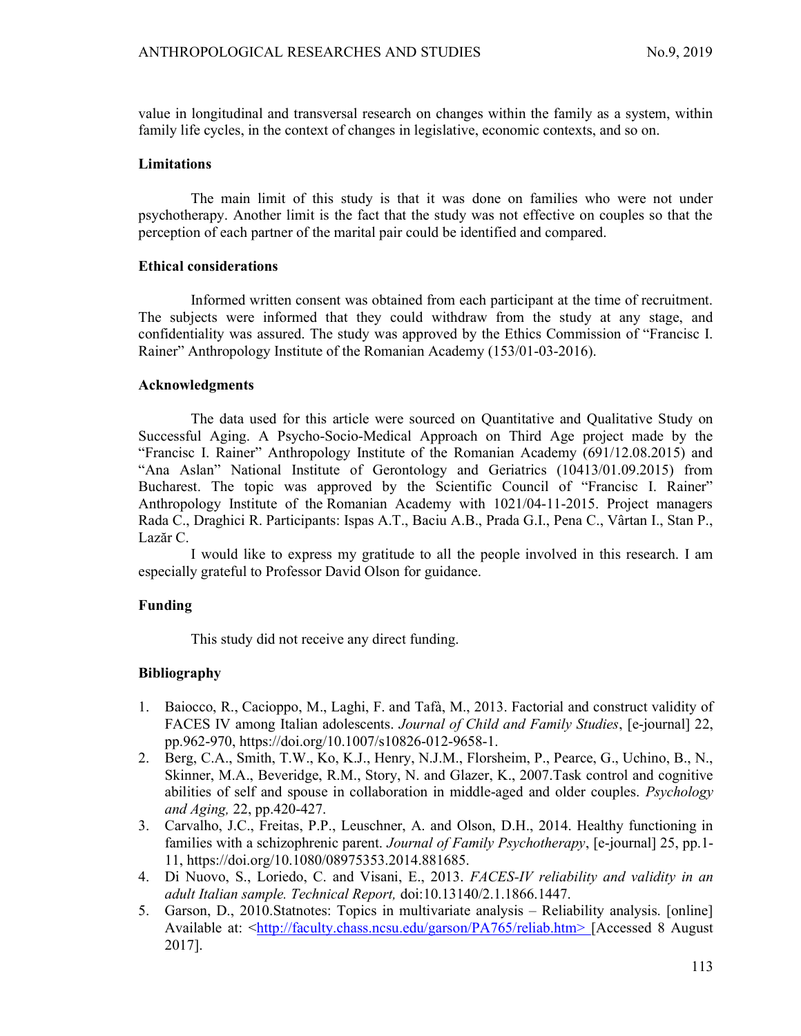value in longitudinal and transversal research on changes within the family as a system, within family life cycles, in the context of changes in legislative, economic contexts, and so on.

### Limitations

The main limit of this study is that it was done on families who were not under psychotherapy. Another limit is the fact that the study was not effective on couples so that the perception of each partner of the marital pair could be identified and compared.

### Ethical considerations

Informed written consent was obtained from each participant at the time of recruitment. The subjects were informed that they could withdraw from the study at any stage, and confidentiality was assured. The study was approved by the Ethics Commission of "Francisc I. Rainer" Anthropology Institute of the Romanian Academy (153/01-03-2016).

### Acknowledgments

The data used for this article were sourced on Quantitative and Qualitative Study on Successful Aging. A Psycho-Socio-Medical Approach on Third Age project made by the "Francisc I. Rainer" Anthropology Institute of the Romanian Academy (691/12.08.2015) and "Ana Aslan" National Institute of Gerontology and Geriatrics (10413/01.09.2015) from Bucharest. The topic was approved by the Scientific Council of "Francisc I. Rainer" Anthropology Institute of the Romanian Academy with 1021/04-11-2015. Project managers Rada C., Draghici R. Participants: Ispas A.T., Baciu A.B., Prada G.I., Pena C., Vârtan I., Stan P., Lazăr C.

I would like to express my gratitude to all the people involved in this research. I am especially grateful to Professor David Olson for guidance.

### Funding

This study did not receive any direct funding.

### Bibliography

1. Baiocco, R., Cacioppo, M., Laghi, F. and Tafà, M., 2013. Factorial and construct validity of FACES IV among Italian adolescents. *Journal of Child and Family Studies*, [e-journal] 22, pp.962-970, https://doi.org/10.1007/s10826-012-9658-1.
2. Berg, C.A., Smith, T.W., Ko, K.J., Henry, N.J.M., Florsheim, P., Pearce, G., Uchino, B., N., Skinner, M.A., Beveridge, R.M., Story, N. and Glazer, K., 2007.Task control and cognitive abilities of self and spouse in collaboration in middle-aged and older couples. *Psychology and Aging,* 22, pp.420-427.
3. Carvalho, J.C., Freitas, P.P., Leuschner, A. and Olson, D.H., 2014. Healthy functioning in families with a schizophrenic parent. *Journal of Family Psychotherapy*, [e-journal] 25, pp.1-11, https://doi.org/10.1080/08975353.2014.881685.
4. Di Nuovo, S., Loriedo, C. and Visani, E., 2013. *FACES-IV reliability and validity in an adult Italian sample. Technical Report,* doi:10.13140/2.1.1866.1447.
5. Garson, D., 2010.Statnotes: Topics in multivariate analysis – Reliability analysis. [online] Available at: <http://faculty.chass.ncsu.edu/garson/PA765/reliab.htm> [Accessed 8 August 2017].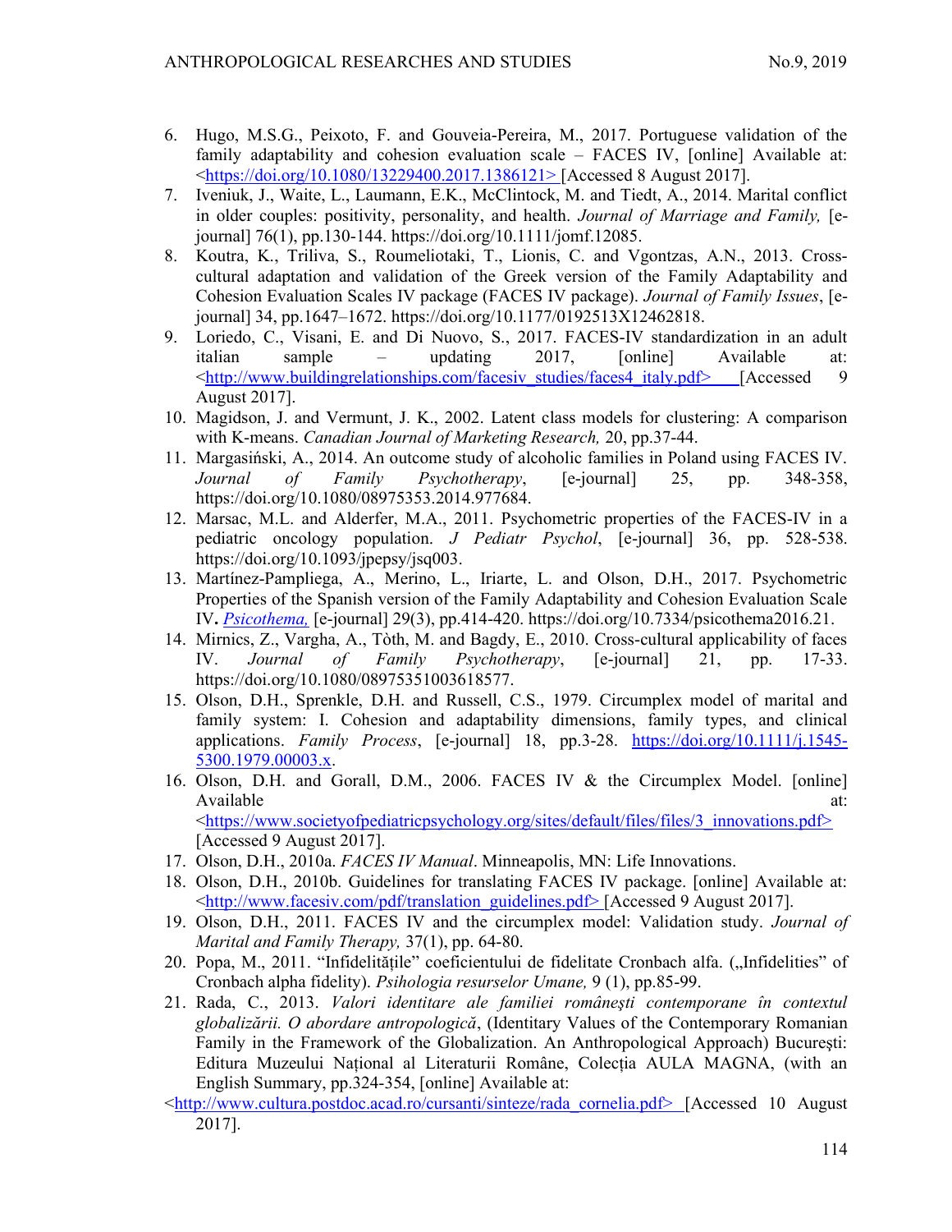6. Hugo, M.S.G., Peixoto, F. and Gouveia-Pereira, M., 2017. Portuguese validation of the family adaptability and cohesion evaluation scale – FACES IV, [online] Available at: <https://doi.org/10.1080/13229400.2017.1386121> [Accessed 8 August 2017].
7. Iveniuk, J., Waite, L., Laumann, E.K., McClintock, M. and Tiedt, A., 2014. Marital conflict in older couples: positivity, personality, and health. *Journal of Marriage and Family,* [e-journal] 76(1), pp.130-144. https://doi.org/10.1111/jomf.12085.
8. Koutra, K., Triliva, S., Roumeliotaki, T., Lionis, C. and Vgontzas, A.N., 2013. Cross-cultural adaptation and validation of the Greek version of the Family Adaptability and Cohesion Evaluation Scales IV package (FACES IV package). *Journal of Family Issues*, [e-journal] 34, pp.1647–1672. https://doi.org/10.1177/0192513X12462818.
9. Loriedo, C., Visani, E. and Di Nuovo, S., 2017. FACES-IV standardization in an adult italian sample – updating 2017, [online] Available at: <http://www.buildingrelationships.com/facesiv_studies/faces4_italy.pdf> [Accessed 9 August 2017].
10. Magidson, J. and Vermunt, J. K., 2002. Latent class models for clustering: A comparison with K-means. *Canadian Journal of Marketing Research,* 20, pp.37-44.
11. Margasiński, A., 2014. An outcome study of alcoholic families in Poland using FACES IV. *Journal of Family Psychotherapy*, [e-journal] 25, pp. 348-358, https://doi.org/10.1080/08975353.2014.977684.
12. Marsac, M.L. and Alderfer, M.A., 2011. Psychometric properties of the FACES-IV in a pediatric oncology population. *J Pediatr Psychol*, [e-journal] 36, pp. 528-538. https://doi.org/10.1093/jpepsy/jsq003.
13. Martínez-Pampliega, A., Merino, L., Iriarte, L. and Olson, D.H., 2017. Psychometric Properties of the Spanish version of the Family Adaptability and Cohesion Evaluation Scale IV**.** *Psicothema,* [e-journal] 29(3), pp.414-420. https://doi.org/10.7334/psicothema2016.21.
14. Mirnics, Z., Vargha, A., Tòth, M. and Bagdy, E., 2010. Cross-cultural applicability of faces IV. *Journal of Family Psychotherapy*, [e-journal] 21, pp. 17-33. https://doi.org/10.1080/08975351003618577.
15. Olson, D.H., Sprenkle, D.H. and Russell, C.S., 1979. Circumplex model of marital and family system: I. Cohesion and adaptability dimensions, family types, and clinical applications. *Family Process*, [e-journal] 18, pp.3-28. https://doi.org/10.1111/j.1545-5300.1979.00003.x.
16. Olson, D.H. and Gorall, D.M., 2006. FACES IV & the Circumplex Model. [online] Available at: <https://www.societyofpediatricpsychology.org/sites/default/files/files/3_innovations.pdf> [Accessed 9 August 2017].
17. Olson, D.H., 2010a. *FACES IV Manual*. Minneapolis, MN: Life Innovations.
18. Olson, D.H., 2010b. Guidelines for translating FACES IV package. [online] Available at: <http://www.facesiv.com/pdf/translation_guidelines.pdf> [Accessed 9 August 2017].
19. Olson, D.H., 2011. FACES IV and the circumplex model: Validation study. *Journal of Marital and Family Therapy,* 37(1), pp. 64-80.
20. Popa, M., 2011. "Infidelitățile" coeficientului de fidelitate Cronbach alfa. („Infidelities" of Cronbach alpha fidelity). *Psihologia resurselor Umane,* 9 (1), pp.85-99.
21. Rada, C., 2013. *Valori identitare ale familiei românești contemporane în contextul globalizării. O abordare antropologică*, (Identitary Values of the Contemporary Romanian Family in the Framework of the Globalization. An Anthropological Approach) București: Editura Muzeului Național al Literaturii Române, Colecția AULA MAGNA, (with an English Summary, pp.324-354, [online] Available at: <http://www.cultura.postdoc.acad.ro/cursanti/sinteze/rada_cornelia.pdf> [Accessed 10 August 2017].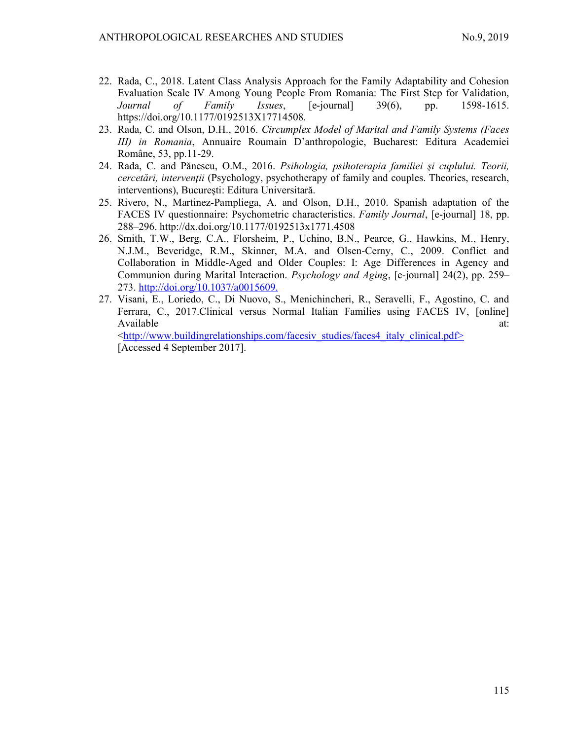22. Rada, C., 2018. Latent Class Analysis Approach for the Family Adaptability and Cohesion Evaluation Scale IV Among Young People From Romania: The First Step for Validation, *Journal of Family Issues*, [e-journal] 39(6), pp. 1598-1615. https://doi.org/10.1177/0192513X17714508.
23. Rada, C. and Olson, D.H., 2016. *Circumplex Model of Marital and Family Systems (Faces III) in Romania*, Annuaire Roumain D'anthropologie, Bucharest: Editura Academiei Române, 53, pp.11-29.
24. Rada, C. and Pănescu, O.M., 2016. *Psihologia, psihoterapia familiei şi cuplului. Teorii, cercetări, intervenţii* (Psychology, psychotherapy of family and couples. Theories, research, interventions), Bucureşti: Editura Universitară.
25. Rivero, N., Martinez-Pampliega, A. and Olson, D.H., 2010. Spanish adaptation of the FACES IV questionnaire: Psychometric characteristics. *Family Journal*, [e-journal] 18, pp. 288–296. http://dx.doi.org/10.1177/0192513x1771.4508
26. Smith, T.W., Berg, C.A., Florsheim, P., Uchino, B.N., Pearce, G., Hawkins, M., Henry, N.J.M., Beveridge, R.M., Skinner, M.A. and Olsen-Cerny, C., 2009. Conflict and Collaboration in Middle-Aged and Older Couples: I: Age Differences in Agency and Communion during Marital Interaction. *Psychology and Aging*, [e-journal] 24(2), pp. 259–273. http://doi.org/10.1037/a0015609.
27. Visani, E., Loriedo, C., Di Nuovo, S., Menichincheri, R., Seravelli, F., Agostino, C. and Ferrara, C., 2017.Clinical versus Normal Italian Families using FACES IV, [online] Available at: <http://www.buildingrelationships.com/facesiv_studies/faces4_italy_clinical.pdf> [Accessed 4 September 2017].